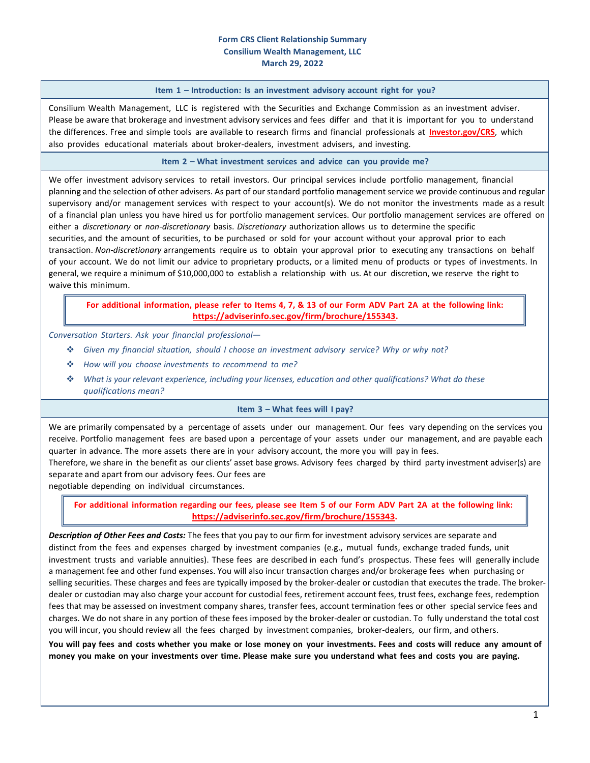# Form CRS Client Relationship Summary
## Consilium Wealth Management, LLC
### March 29, 2022

## Item 1 – Introduction: Is an investment advisory account right for you?

Consilium Wealth Management, LLC is registered with the Securities and Exchange Commission as an investment adviser. Please be aware that brokerage and investment advisory services and fees differ and that it is important for you to understand the differences. Free and simple tools are available to research firms and financial professionals at **Investor.gov/CRS**, which also provides educational materials about broker-dealers, investment advisers, and investing.

## Item 2 – What investment services and advice can you provide me?

We offer investment advisory services to retail investors. Our principal services include portfolio management, financial planning and the selection of other advisers. As part of our standard portfolio management service we provide continuous and regular supervisory and/or management services with respect to your account(s). We do not monitor the investments made as a result of a financial plan unless you have hired us for portfolio management services. Our portfolio management services are offered on either a *discretionary* or *non-discretionary* basis. *Discretionary* authorization allows us to determine the specific securities, and the amount of securities, to be purchased or sold for your account without your approval prior to each transaction. *Non-discretionary* arrangements require us to obtain your approval prior to executing any transactions on behalf of your account. We do not limit our advice to proprietary products, or a limited menu of products or types of investments. In general, we require a minimum of $10,000,000 to establish a relationship with us. At our discretion, we reserve the right to waive this minimum.

**For additional information, please refer to Items 4, 7, & 13 of our Form ADV Part 2A at the following link: https://adviserinfo.sec.gov/firm/brochure/155343.**

*Conversation Starters. Ask your financial professional—*

- *Given my financial situation, should I choose an investment advisory service? Why or why not?*
- *How will you choose investments to recommend to me?*
- *What is your relevant experience, including your licenses, education and other qualifications? What do these qualifications mean?*

## Item 3 – What fees will I pay?

We are primarily compensated by a percentage of assets under our management. Our fees vary depending on the services you receive. Portfolio management fees are based upon a percentage of your assets under our management, and are payable each quarter in advance. The more assets there are in your advisory account, the more you will pay in fees. Therefore, we share in the benefit as our clients' asset base grows. Advisory fees charged by third party investment adviser(s) are separate and apart from our advisory fees. Our fees are negotiable depending on individual circumstances.

**For additional information regarding our fees, please see Item 5 of our Form ADV Part 2A at the following link: https://adviserinfo.sec.gov/firm/brochure/155343.**

***Description of Other Fees and Costs:*** The fees that you pay to our firm for investment advisory services are separate and distinct from the fees and expenses charged by investment companies (e.g., mutual funds, exchange traded funds, unit investment trusts and variable annuities). These fees are described in each fund's prospectus. These fees will generally include a management fee and other fund expenses. You will also incur transaction charges and/or brokerage fees when purchasing or selling securities. These charges and fees are typically imposed by the broker-dealer or custodian that executes the trade. The broker-dealer or custodian may also charge your account for custodial fees, retirement account fees, trust fees, exchange fees, redemption fees that may be assessed on investment company shares, transfer fees, account termination fees or other special service fees and charges. We do not share in any portion of these fees imposed by the broker-dealer or custodian. To fully understand the total cost you will incur, you should review all the fees charged by investment companies, broker-dealers, our firm, and others.

**You will pay fees and costs whether you make or lose money on your investments. Fees and costs will reduce any amount of money you make on your investments over time. Please make sure you understand what fees and costs you are paying.**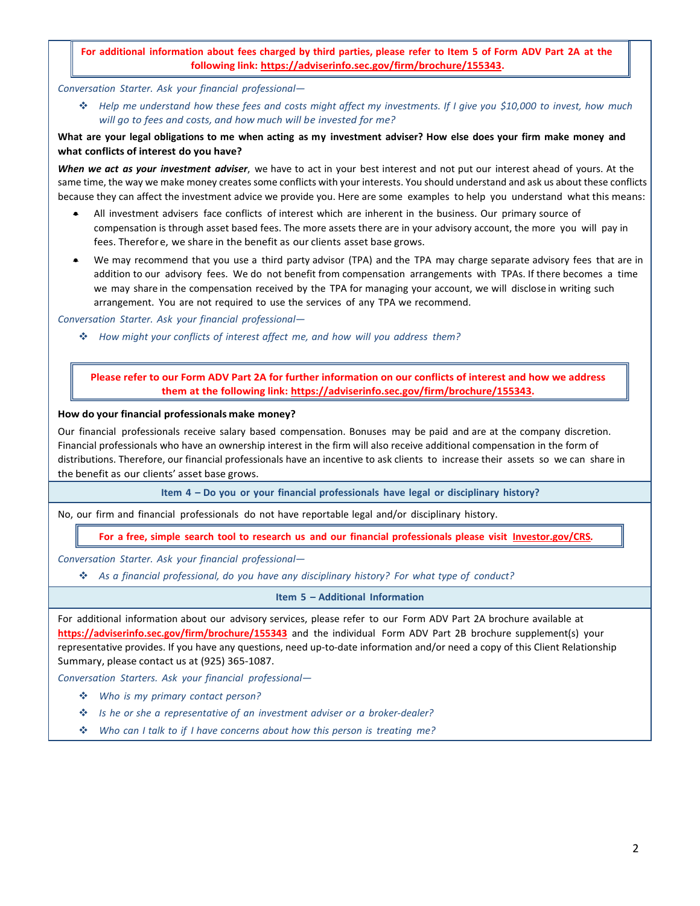**For additional information about fees charged by third parties, please refer to Item 5 of Form ADV Part 2A at the following link: [https://adviserinfo.sec.gov/firm/brochure/155343](https://adviserinfo.sec.gov/firm/brochure/155343).**

*Conversation Starter. Ask your financial professional—*

- *Help me understand how these fees and costs might affect my investments. If I give you $10,000 to invest, how much will go to fees and costs, and how much will be invested for me?*

**What are your legal obligations to me when acting as my investment adviser? How else does your firm make money and what conflicts of interest do you have?**

***When we act as your investment adviser***, we have to act in your best interest and not put our interest ahead of yours. At the same time, the way we make money creates some conflicts with your interests. You should understand and ask us about these conflicts because they can affect the investment advice we provide you. Here are some examples to help you understand what this means:

- All investment advisers face conflicts of interest which are inherent in the business. Our primary source of compensation is through asset based fees. The more assets there are in your advisory account, the more you will pay in fees. Therefore, we share in the benefit as our clients asset base grows.
- We may recommend that you use a third party advisor (TPA) and the TPA may charge separate advisory fees that are in addition to our advisory fees. We do not benefit from compensation arrangements with TPAs. If there becomes a time we may share in the compensation received by the TPA for managing your account, we will disclose in writing such arrangement. You are not required to use the services of any TPA we recommend.

*Conversation Starter. Ask your financial professional—*

- *How might your conflicts of interest affect me, and how will you address them?*

**Please refer to our Form ADV Part 2A for further information on our conflicts of interest and how we address them at the following link: [https://adviserinfo.sec.gov/firm/brochure/155343](https://adviserinfo.sec.gov/firm/brochure/155343).**

**How do your financial professionals make money?**

Our financial professionals receive salary based compensation. Bonuses may be paid and are at the company discretion. Financial professionals who have an ownership interest in the firm will also receive additional compensation in the form of distributions. Therefore, our financial professionals have an incentive to ask clients to increase their assets so we can share in the benefit as our clients' asset base grows.

## Item 4 – Do you or your financial professionals have legal or disciplinary history?

No, our firm and financial professionals do not have reportable legal and/or disciplinary history.

**For a free, simple search tool to research us and our financial professionals please visit [Investor.gov/CRS](https://Investor.gov/CRS).**

*Conversation Starter. Ask your financial professional—*

- *As a financial professional, do you have any disciplinary history? For what type of conduct?*

## Item 5 – Additional Information

For additional information about our advisory services, please refer to our Form ADV Part 2A brochure available at **[https://adviserinfo.sec.gov/firm/brochure/155343](https://adviserinfo.sec.gov/firm/brochure/155343)** and the individual Form ADV Part 2B brochure supplement(s) your representative provides. If you have any questions, need up-to-date information and/or need a copy of this Client Relationship Summary, please contact us at (925) 365-1087.

*Conversation Starters. Ask your financial professional—*

- *Who is my primary contact person?*
- *Is he or she a representative of an investment adviser or a broker-dealer?*
- *Who can I talk to if I have concerns about how this person is treating me?*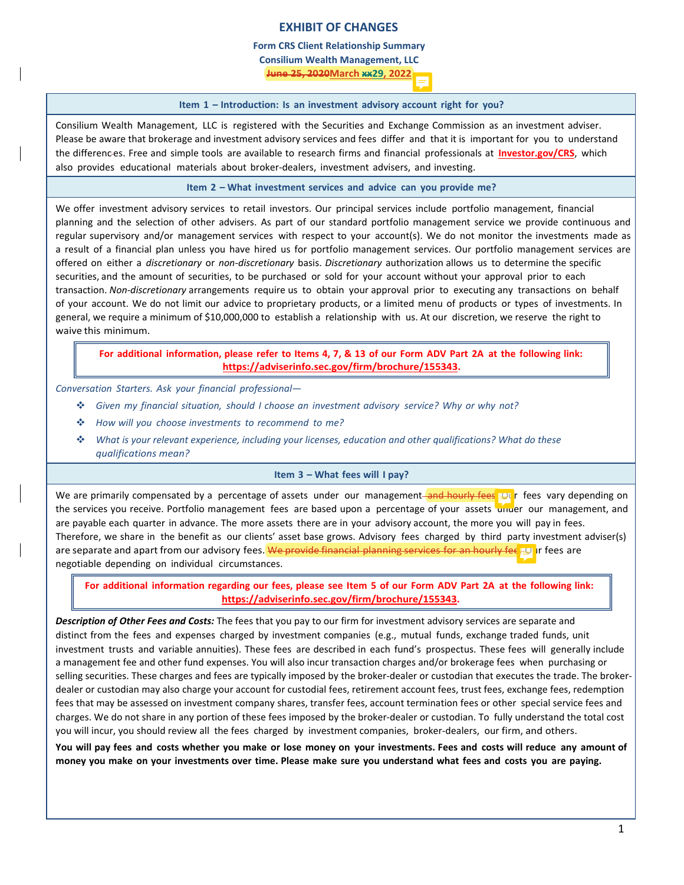# EXHIBIT OF CHANGES

**Form CRS Client Relationship Summary**

**Consilium Wealth Management, LLC**

**~~June 25, 2020~~March ~~xx~~29, 2022**

### Item 1 – Introduction: Is an investment advisory account right for you?

Consilium Wealth Management, LLC is registered with the Securities and Exchange Commission as an investment adviser. Please be aware that brokerage and investment advisory services and fees differ and that it is important for you to understand the differences. Free and simple tools are available to research firms and financial professionals at **Investor.gov/CRS**, which also provides educational materials about broker-dealers, investment advisers, and investing.

### Item 2 – What investment services and advice can you provide me?

We offer investment advisory services to retail investors. Our principal services include portfolio management, financial planning and the selection of other advisers. As part of our standard portfolio management service we provide continuous and regular supervisory and/or management services with respect to your account(s). We do not monitor the investments made as a result of a financial plan unless you have hired us for portfolio management services. Our portfolio management services are offered on either a *discretionary* or *non-discretionary* basis. *Discretionary* authorization allows us to determine the specific securities, and the amount of securities, to be purchased or sold for your account without your approval prior to each transaction. *Non-discretionary* arrangements require us to obtain your approval prior to executing any transactions on behalf of your account. We do not limit our advice to proprietary products, or a limited menu of products or types of investments. In general, we require a minimum of $10,000,000 to establish a relationship with us. At our discretion, we reserve the right to waive this minimum.

**For additional information, please refer to Items 4, 7, & 13 of our Form ADV Part 2A at the following link: https://adviserinfo.sec.gov/firm/brochure/155343.**

*Conversation Starters. Ask your financial professional—*

- *Given my financial situation, should I choose an investment advisory service? Why or why not?*
- *How will you choose investments to recommend to me?*
- *What is your relevant experience, including your licenses, education and other qualifications? What do these qualifications mean?*

### Item 3 – What fees will I pay?

We are primarily compensated by a percentage of assets under our management~~ and hourly fees~~. Our fees vary depending on the services you receive. Portfolio management fees are based upon a percentage of your assets under our management, and are payable each quarter in advance. The more assets there are in your advisory account, the more you will pay in fees. Therefore, we share in the benefit as our clients' asset base grows. Advisory fees charged by third party investment adviser(s) are separate and apart from our advisory fees. ~~We provide financial planning services for an hourly fee.~~ Our fees are negotiable depending on individual circumstances.

**For additional information regarding our fees, please see Item 5 of our Form ADV Part 2A at the following link: https://adviserinfo.sec.gov/firm/brochure/155343.**

***Description of Other Fees and Costs:*** The fees that you pay to our firm for investment advisory services are separate and distinct from the fees and expenses charged by investment companies (e.g., mutual funds, exchange traded funds, unit investment trusts and variable annuities). These fees are described in each fund's prospectus. These fees will generally include a management fee and other fund expenses. You will also incur transaction charges and/or brokerage fees when purchasing or selling securities. These charges and fees are typically imposed by the broker-dealer or custodian that executes the trade. The broker-dealer or custodian may also charge your account for custodial fees, retirement account fees, trust fees, exchange fees, redemption fees that may be assessed on investment company shares, transfer fees, account termination fees or other special service fees and charges. We do not share in any portion of these fees imposed by the broker-dealer or custodian. To fully understand the total cost you will incur, you should review all the fees charged by investment companies, broker-dealers, our firm, and others.

**You will pay fees and costs whether you make or lose money on your investments. Fees and costs will reduce any amount of money you make on your investments over time. Please make sure you understand what fees and costs you are paying.**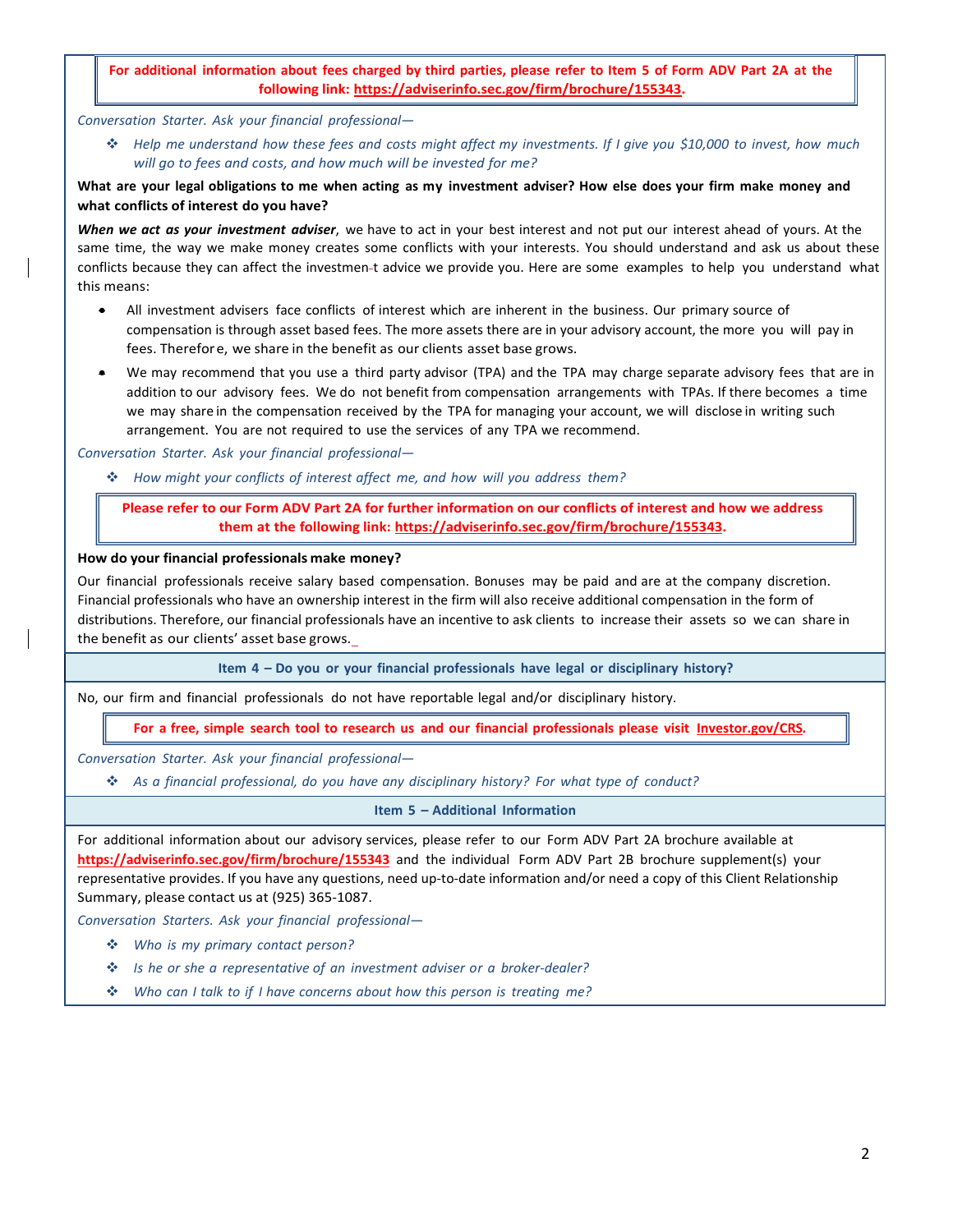**For additional information about fees charged by third parties, please refer to Item 5 of Form ADV Part 2A at the following link: https://adviserinfo.sec.gov/firm/brochure/155343.**

*Conversation Starter. Ask your financial professional—*

- *Help me understand how these fees and costs might affect my investments. If I give you $10,000 to invest, how much will go to fees and costs, and how much will be invested for me?*

**What are your legal obligations to me when acting as my investment adviser? How else does your firm make money and what conflicts of interest do you have?**

***When we act as your investment adviser***, we have to act in your best interest and not put our interest ahead of yours. At the same time, the way we make money creates some conflicts with your interests. You should understand and ask us about these conflicts because they can affect the investment advice we provide you. Here are some examples to help you understand what this means:

- All investment advisers face conflicts of interest which are inherent in the business. Our primary source of compensation is through asset based fees. The more assets there are in your advisory account, the more you will pay in fees. Therefore, we share in the benefit as our clients asset base grows.
- We may recommend that you use a third party advisor (TPA) and the TPA may charge separate advisory fees that are in addition to our advisory fees. We do not benefit from compensation arrangements with TPAs. If there becomes a time we may share in the compensation received by the TPA for managing your account, we will disclose in writing such arrangement. You are not required to use the services of any TPA we recommend.

*Conversation Starter. Ask your financial professional—*

- *How might your conflicts of interest affect me, and how will you address them?*

**Please refer to our Form ADV Part 2A for further information on our conflicts of interest and how we address them at the following link: https://adviserinfo.sec.gov/firm/brochure/155343.**

**How do your financial professionals make money?**

Our financial professionals receive salary based compensation. Bonuses may be paid and are at the company discretion. Financial professionals who have an ownership interest in the firm will also receive additional compensation in the form of distributions. Therefore, our financial professionals have an incentive to ask clients to increase their assets so we can share in the benefit as our clients' asset base grows.

## Item 4 – Do you or your financial professionals have legal or disciplinary history?

No, our firm and financial professionals do not have reportable legal and/or disciplinary history.

**For a free, simple search tool to research us and our financial professionals please visit Investor.gov/CRS.**

*Conversation Starter. Ask your financial professional—*

- *As a financial professional, do you have any disciplinary history? For what type of conduct?*

## Item 5 – Additional Information

For additional information about our advisory services, please refer to our Form ADV Part 2A brochure available at **https://adviserinfo.sec.gov/firm/brochure/155343** and the individual Form ADV Part 2B brochure supplement(s) your representative provides. If you have any questions, need up-to-date information and/or need a copy of this Client Relationship Summary, please contact us at (925) 365-1087.

*Conversation Starters. Ask your financial professional—*

- *Who is my primary contact person?*
- *Is he or she a representative of an investment adviser or a broker-dealer?*
- *Who can I talk to if I have concerns about how this person is treating me?*